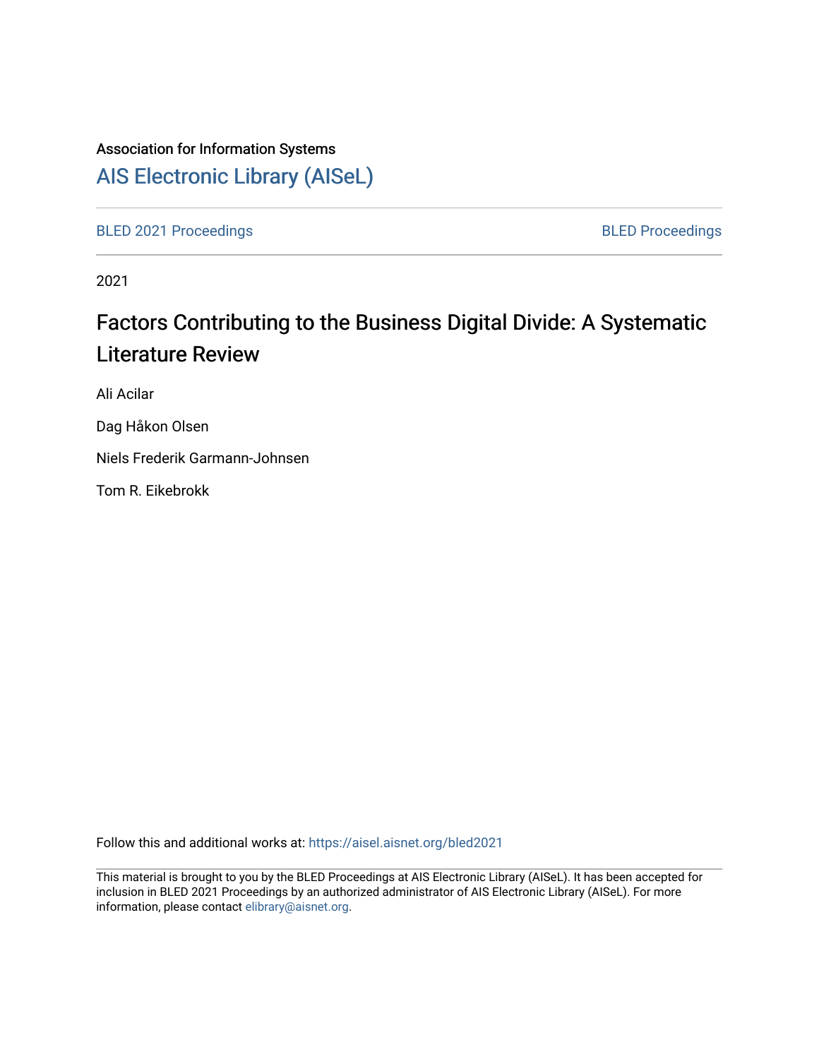Association for Information Systems

[AIS Electronic Library (AISeL)](https://aisel.aisnet.org/)

[BLED 2021 Proceedings](https://aisel.aisnet.org/bled2021) | [BLED Proceedings](https://aisel.aisnet.org/bled)

2021

# Factors Contributing to the Business Digital Divide: A Systematic Literature Review

Ali Acilar

Dag Håkon Olsen

Niels Frederik Garmann-Johnsen

Tom R. Eikebrokk

Follow this and additional works at: https://aisel.aisnet.org/bled2021

This material is brought to you by the BLED Proceedings at AIS Electronic Library (AISeL). It has been accepted for inclusion in BLED 2021 Proceedings by an authorized administrator of AIS Electronic Library (AISeL). For more information, please contact elibrary@aisnet.org.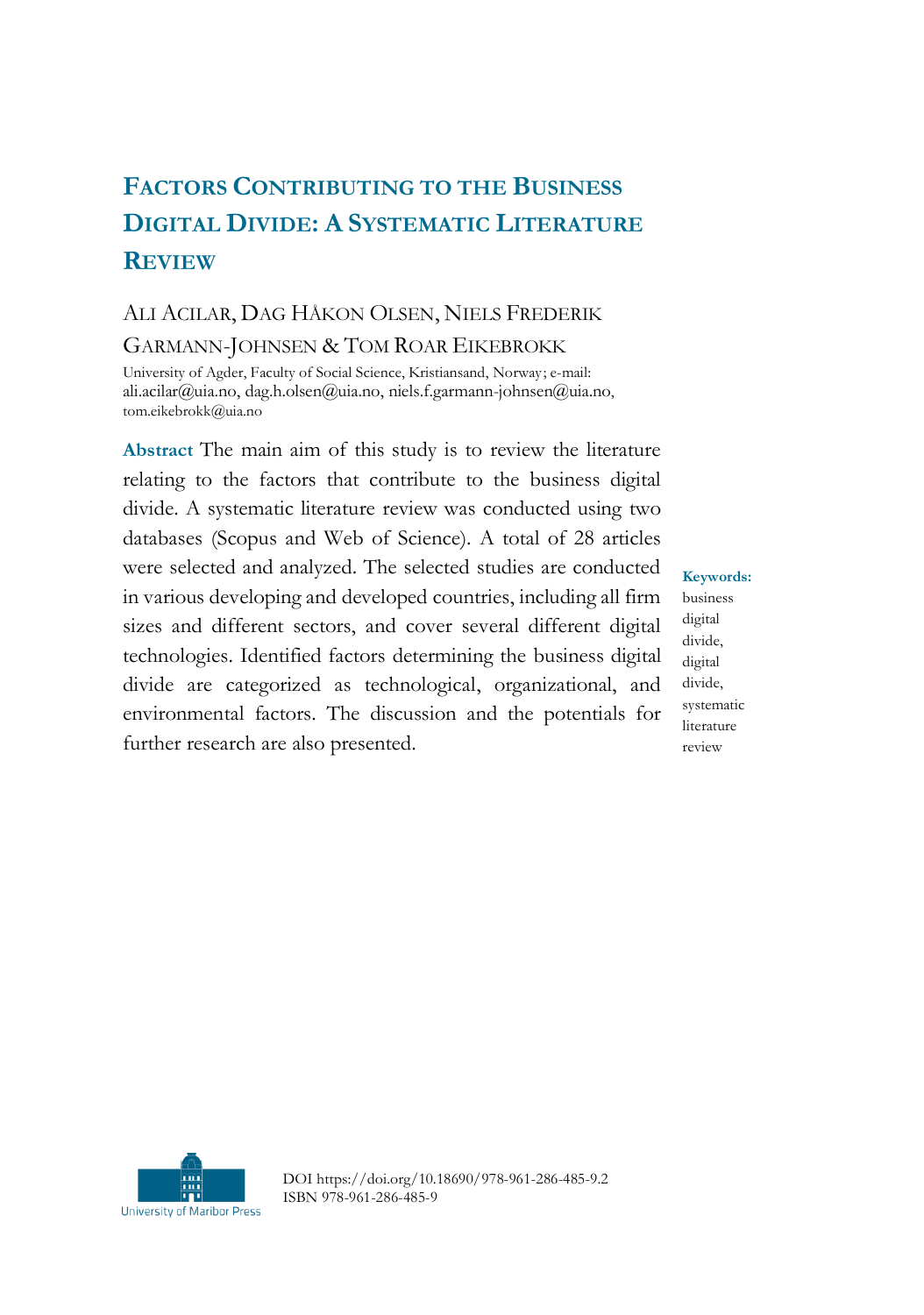# Factors Contributing to the Business Digital Divide: A Systematic Literature Review

Ali Acilar, Dag Håkon Olsen, Niels Frederik Garmann-Johnsen & Tom Roar Eikebrokk

University of Agder, Faculty of Social Science, Kristiansand, Norway; e-mail: ali.acilar@uia.no, dag.h.olsen@uia.no, niels.f.garmann-johnsen@uia.no, tom.eikebrokk@uia.no

**Abstract** The main aim of this study is to review the literature relating to the factors that contribute to the business digital divide. A systematic literature review was conducted using two databases (Scopus and Web of Science). A total of 28 articles were selected and analyzed. The selected studies are conducted in various developing and developed countries, including all firm sizes and different sectors, and cover several different digital technologies. Identified factors determining the business digital divide are categorized as technological, organizational, and environmental factors. The discussion and the potentials for further research are also presented.

**Keywords:** business digital divide, digital divide, systematic literature review

DOI https://doi.org/10.18690/978-961-286-485-9.2
ISBN 978-961-286-485-9

University of Maribor Press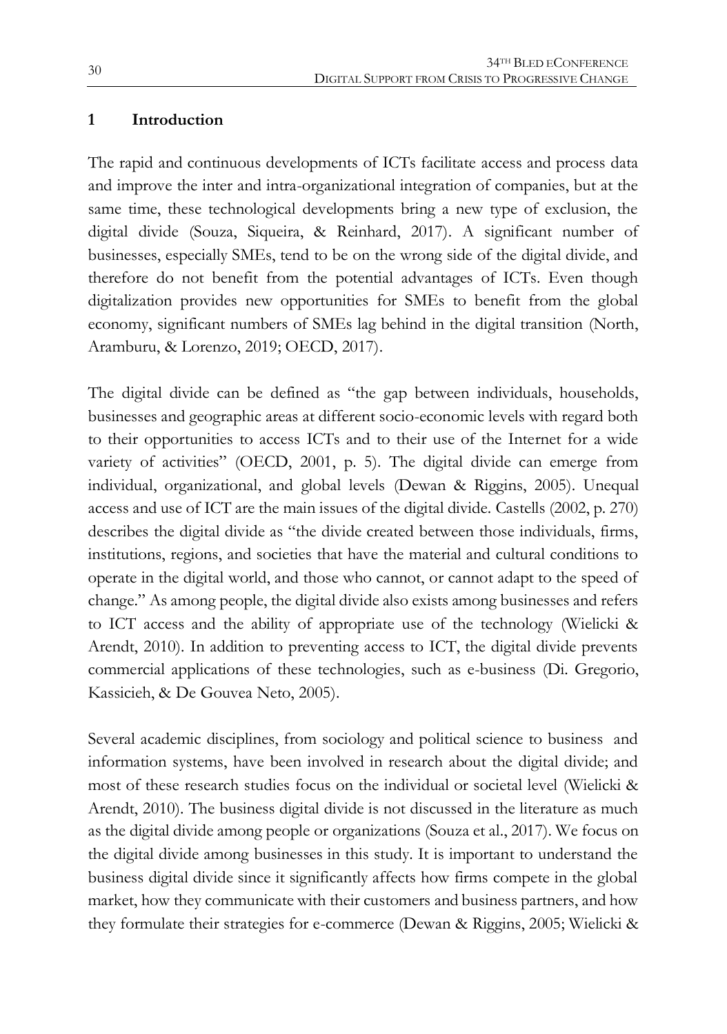## 1 Introduction

The rapid and continuous developments of ICTs facilitate access and process data and improve the inter and intra-organizational integration of companies, but at the same time, these technological developments bring a new type of exclusion, the digital divide (Souza, Siqueira, & Reinhard, 2017). A significant number of businesses, especially SMEs, tend to be on the wrong side of the digital divide, and therefore do not benefit from the potential advantages of ICTs. Even though digitalization provides new opportunities for SMEs to benefit from the global economy, significant numbers of SMEs lag behind in the digital transition (North, Aramburu, & Lorenzo, 2019; OECD, 2017).

The digital divide can be defined as "the gap between individuals, households, businesses and geographic areas at different socio-economic levels with regard both to their opportunities to access ICTs and to their use of the Internet for a wide variety of activities" (OECD, 2001, p. 5). The digital divide can emerge from individual, organizational, and global levels (Dewan & Riggins, 2005). Unequal access and use of ICT are the main issues of the digital divide. Castells (2002, p. 270) describes the digital divide as "the divide created between those individuals, firms, institutions, regions, and societies that have the material and cultural conditions to operate in the digital world, and those who cannot, or cannot adapt to the speed of change." As among people, the digital divide also exists among businesses and refers to ICT access and the ability of appropriate use of the technology (Wielicki & Arendt, 2010). In addition to preventing access to ICT, the digital divide prevents commercial applications of these technologies, such as e-business (Di. Gregorio, Kassicieh, & De Gouvea Neto, 2005).

Several academic disciplines, from sociology and political science to business and information systems, have been involved in research about the digital divide; and most of these research studies focus on the individual or societal level (Wielicki & Arendt, 2010). The business digital divide is not discussed in the literature as much as the digital divide among people or organizations (Souza et al., 2017). We focus on the digital divide among businesses in this study. It is important to understand the business digital divide since it significantly affects how firms compete in the global market, how they communicate with their customers and business partners, and how they formulate their strategies for e-commerce (Dewan & Riggins, 2005; Wielicki &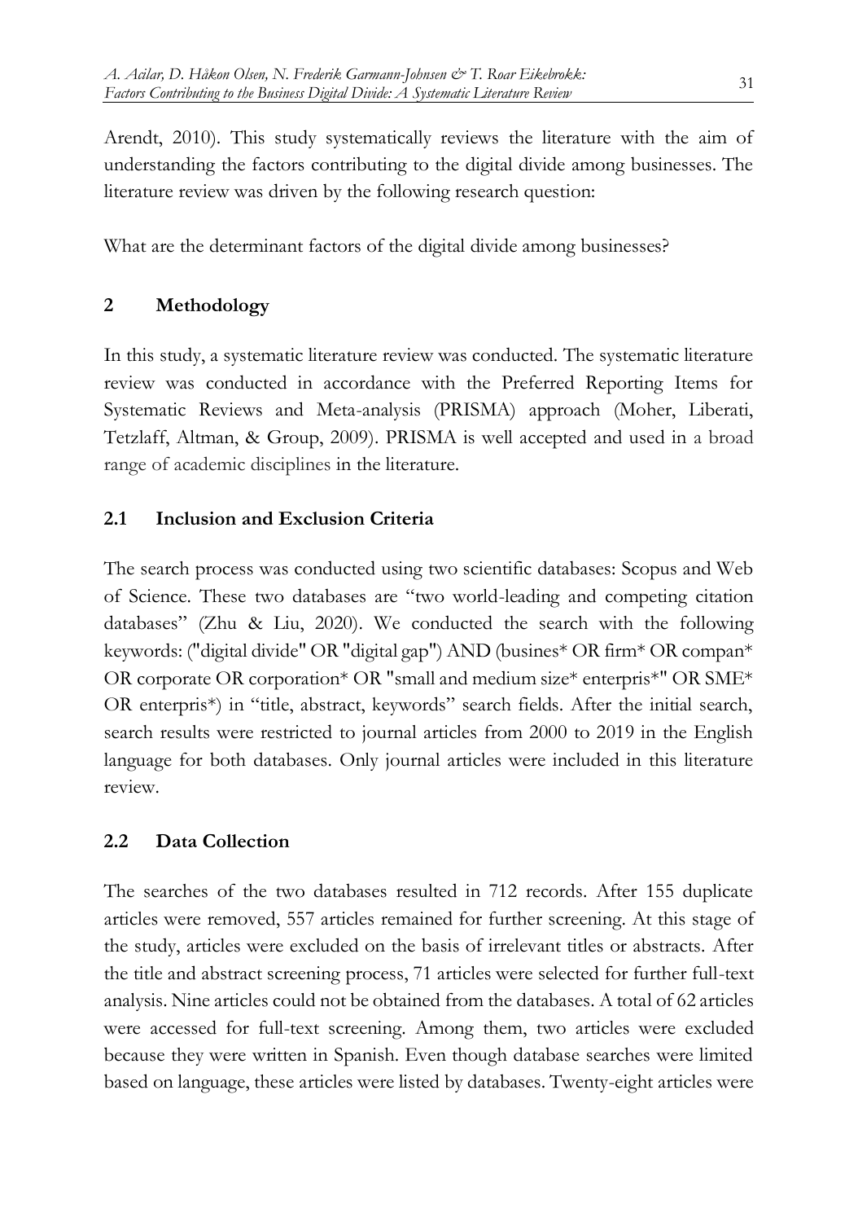Arendt, 2010). This study systematically reviews the literature with the aim of understanding the factors contributing to the digital divide among businesses. The literature review was driven by the following research question:

What are the determinant factors of the digital divide among businesses?

## 2 Methodology

In this study, a systematic literature review was conducted. The systematic literature review was conducted in accordance with the Preferred Reporting Items for Systematic Reviews and Meta-analysis (PRISMA) approach (Moher, Liberati, Tetzlaff, Altman, & Group, 2009). PRISMA is well accepted and used in a broad range of academic disciplines in the literature.

### 2.1 Inclusion and Exclusion Criteria

The search process was conducted using two scientific databases: Scopus and Web of Science. These two databases are "two world-leading and competing citation databases" (Zhu & Liu, 2020). We conducted the search with the following keywords: ("digital divide" OR "digital gap") AND (busines* OR firm* OR compan* OR corporate OR corporation* OR "small and medium size* enterpris*" OR SME* OR enterpris*) in "title, abstract, keywords" search fields. After the initial search, search results were restricted to journal articles from 2000 to 2019 in the English language for both databases. Only journal articles were included in this literature review.

### 2.2 Data Collection

The searches of the two databases resulted in 712 records. After 155 duplicate articles were removed, 557 articles remained for further screening. At this stage of the study, articles were excluded on the basis of irrelevant titles or abstracts. After the title and abstract screening process, 71 articles were selected for further full-text analysis. Nine articles could not be obtained from the databases. A total of 62 articles were accessed for full-text screening. Among them, two articles were excluded because they were written in Spanish. Even though database searches were limited based on language, these articles were listed by databases. Twenty-eight articles were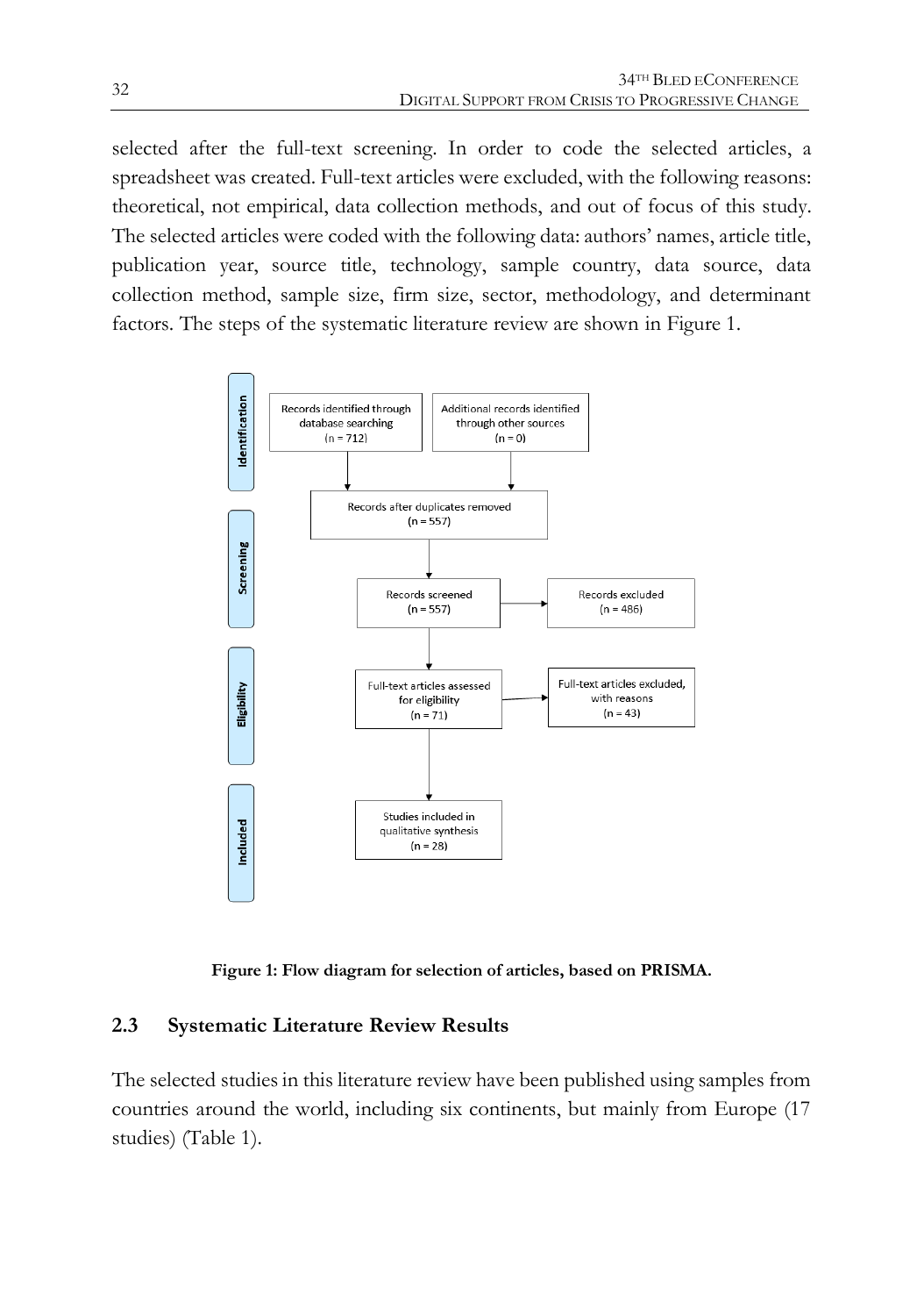selected after the full-text screening. In order to code the selected articles, a spreadsheet was created. Full-text articles were excluded, with the following reasons: theoretical, not empirical, data collection methods, and out of focus of this study. The selected articles were coded with the following data: authors' names, article title, publication year, source title, technology, sample country, data source, data collection method, sample size, firm size, sector, methodology, and determinant factors. The steps of the systematic literature review are shown in Figure 1.

**Figure 1: Flow diagram for selection of articles, based on PRISMA.**

### 2.3 Systematic Literature Review Results

The selected studies in this literature review have been published using samples from countries around the world, including six continents, but mainly from Europe (17 studies) (Table 1).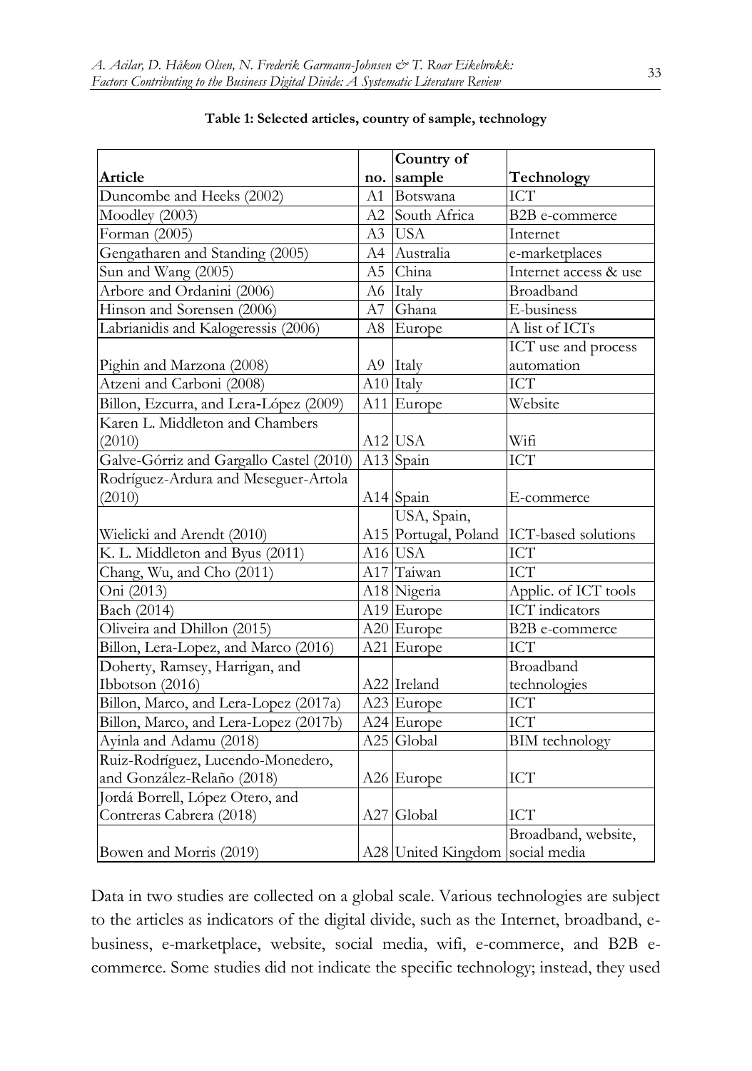**Table 1: Selected articles, country of sample, technology**

| Article | no. | Country of sample | Technology |
|---|---|---|---|
| Duncombe and Heeks (2002) | A1 | Botswana | ICT |
| Moodley (2003) | A2 | South Africa | B2B e-commerce |
| Forman (2005) | A3 | USA | Internet |
| Gengatharen and Standing (2005) | A4 | Australia | e-marketplaces |
| Sun and Wang (2005) | A5 | China | Internet access & use |
| Arbore and Ordanini (2006) | A6 | Italy | Broadband |
| Hinson and Sorensen (2006) | A7 | Ghana | E-business |
| Labrianidis and Kalogeressis (2006) | A8 | Europe | A list of ICTs |
| Pighin and Marzona (2008) | A9 | Italy | ICT use and process automation |
| Atzeni and Carboni (2008) | A10 | Italy | ICT |
| Billon, Ezcurra, and Lera-López (2009) | A11 | Europe | Website |
| Karen L. Middleton and Chambers (2010) | A12 | USA | Wifi |
| Galve-Górriz and Gargallo Castel (2010) | A13 | Spain | ICT |
| Rodríguez-Ardura and Meseguer-Artola (2010) | A14 | Spain | E-commerce |
| Wielicki and Arendt (2010) | A15 | USA, Spain, Portugal, Poland | ICT-based solutions |
| K. L. Middleton and Byus (2011) | A16 | USA | ICT |
| Chang, Wu, and Cho (2011) | A17 | Taiwan | ICT |
| Oni (2013) | A18 | Nigeria | Applic. of ICT tools |
| Bach (2014) | A19 | Europe | ICT indicators |
| Oliveira and Dhillon (2015) | A20 | Europe | B2B e-commerce |
| Billon, Lera-Lopez, and Marco (2016) | A21 | Europe | ICT |
| Doherty, Ramsey, Harrigan, and Ibbotson (2016) | A22 | Ireland | Broadband technologies |
| Billon, Marco, and Lera-Lopez (2017a) | A23 | Europe | ICT |
| Billon, Marco, and Lera-Lopez (2017b) | A24 | Europe | ICT |
| Ayinla and Adamu (2018) | A25 | Global | BIM technology |
| Ruiz-Rodríguez, Lucendo-Monedero, and González-Relaño (2018) | A26 | Europe | ICT |
| Jordá Borrell, López Otero, and Contreras Cabrera (2018) | A27 | Global | ICT |
| Bowen and Morris (2019) | A28 | United Kingdom | Broadband, website, social media |

Data in two studies are collected on a global scale. Various technologies are subject to the articles as indicators of the digital divide, such as the Internet, broadband, e-business, e-marketplace, website, social media, wifi, e-commerce, and B2B e-commerce. Some studies did not indicate the specific technology; instead, they used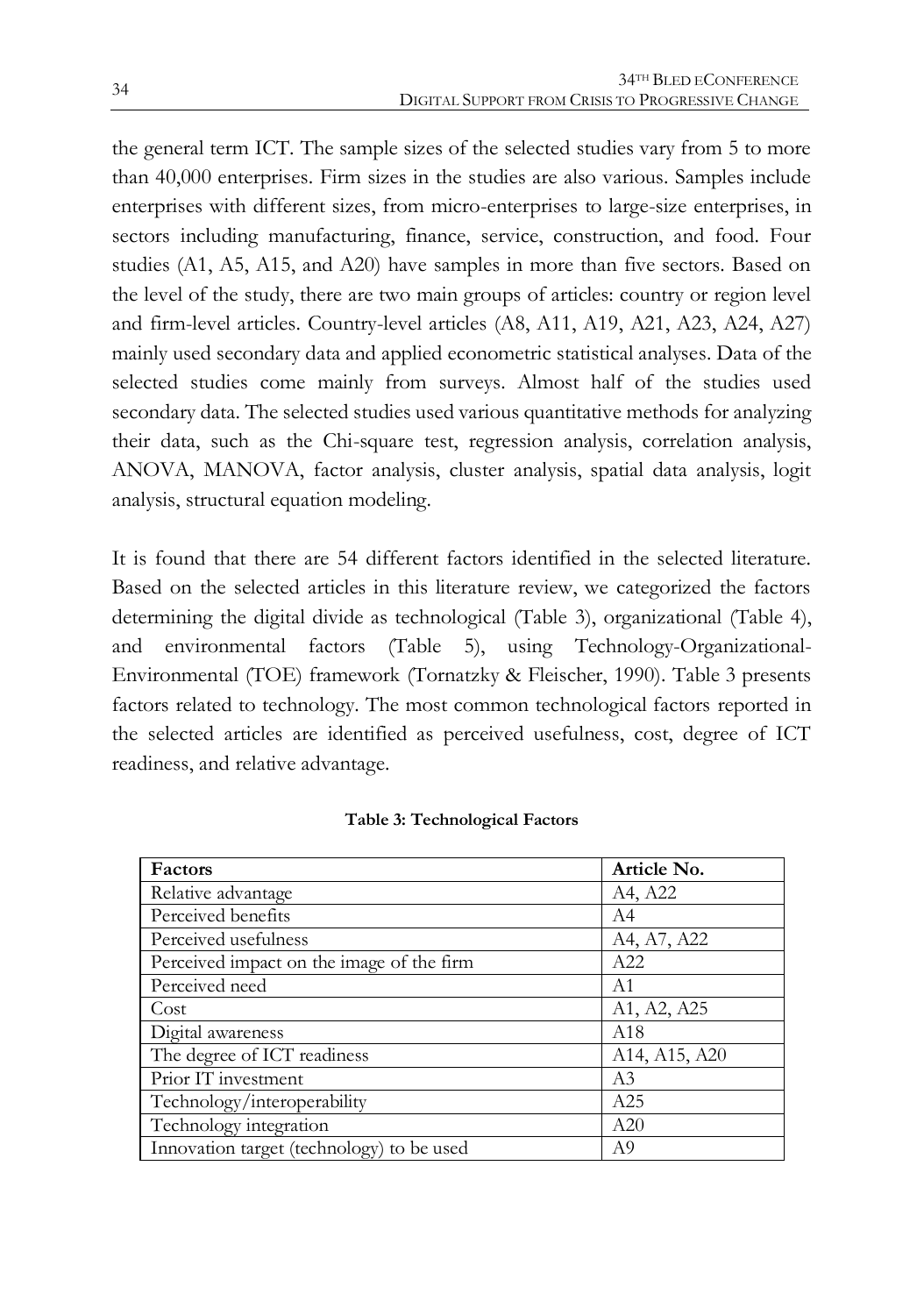the general term ICT. The sample sizes of the selected studies vary from 5 to more than 40,000 enterprises. Firm sizes in the studies are also various. Samples include enterprises with different sizes, from micro-enterprises to large-size enterprises, in sectors including manufacturing, finance, service, construction, and food. Four studies (A1, A5, A15, and A20) have samples in more than five sectors. Based on the level of the study, there are two main groups of articles: country or region level and firm-level articles. Country-level articles (A8, A11, A19, A21, A23, A24, A27) mainly used secondary data and applied econometric statistical analyses. Data of the selected studies come mainly from surveys. Almost half of the studies used secondary data. The selected studies used various quantitative methods for analyzing their data, such as the Chi-square test, regression analysis, correlation analysis, ANOVA, MANOVA, factor analysis, cluster analysis, spatial data analysis, logit analysis, structural equation modeling.

It is found that there are 54 different factors identified in the selected literature. Based on the selected articles in this literature review, we categorized the factors determining the digital divide as technological (Table 3), organizational (Table 4), and environmental factors (Table 5), using Technology-Organizational-Environmental (TOE) framework (Tornatzky & Fleischer, 1990). Table 3 presents factors related to technology. The most common technological factors reported in the selected articles are identified as perceived usefulness, cost, degree of ICT readiness, and relative advantage.

**Table 3: Technological Factors**

| Factors | Article No. |
|---|---|
| Relative advantage | A4, A22 |
| Perceived benefits | A4 |
| Perceived usefulness | A4, A7, A22 |
| Perceived impact on the image of the firm | A22 |
| Perceived need | A1 |
| Cost | A1, A2, A25 |
| Digital awareness | A18 |
| The degree of ICT readiness | A14, A15, A20 |
| Prior IT investment | A3 |
| Technology/interoperability | A25 |
| Technology integration | A20 |
| Innovation target (technology) to be used | A9 |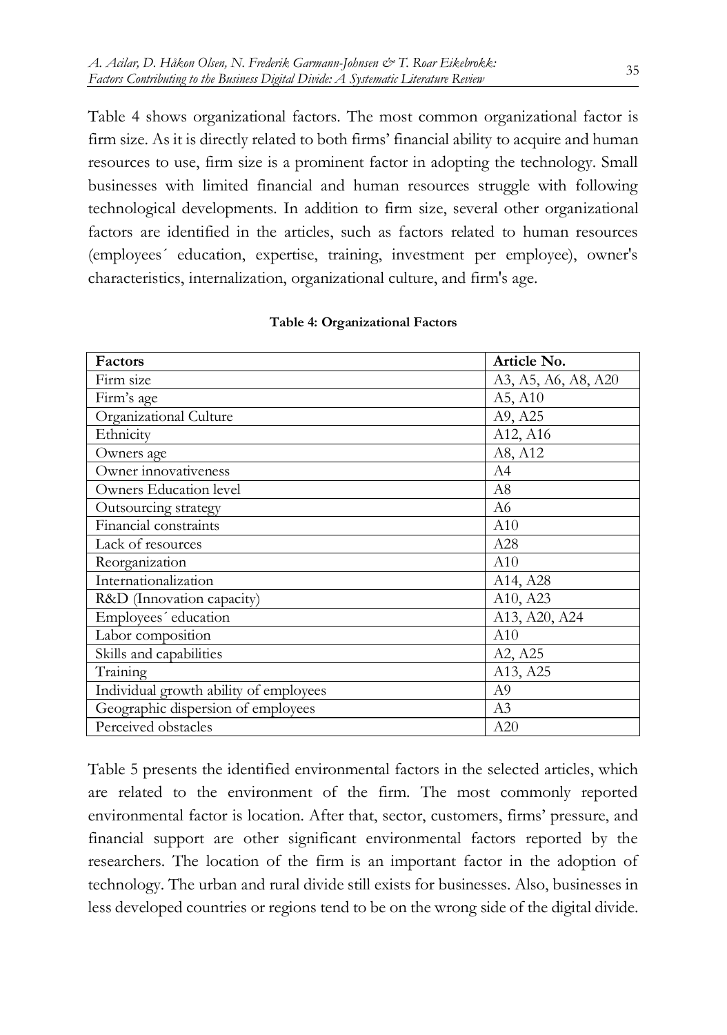Table 4 shows organizational factors. The most common organizational factor is firm size. As it is directly related to both firms' financial ability to acquire and human resources to use, firm size is a prominent factor in adopting the technology. Small businesses with limited financial and human resources struggle with following technological developments. In addition to firm size, several other organizational factors are identified in the articles, such as factors related to human resources (employees´ education, expertise, training, investment per employee), owner's characteristics, internalization, organizational culture, and firm's age.

**Table 4: Organizational Factors**

| Factors | Article No. |
|---|---|
| Firm size | A3, A5, A6, A8, A20 |
| Firm's age | A5, A10 |
| Organizational Culture | A9, A25 |
| Ethnicity | A12, A16 |
| Owners age | A8, A12 |
| Owner innovativeness | A4 |
| Owners Education level | A8 |
| Outsourcing strategy | A6 |
| Financial constraints | A10 |
| Lack of resources | A28 |
| Reorganization | A10 |
| Internationalization | A14, A28 |
| R&D (Innovation capacity) | A10, A23 |
| Employees´ education | A13, A20, A24 |
| Labor composition | A10 |
| Skills and capabilities | A2, A25 |
| Training | A13, A25 |
| Individual growth ability of employees | A9 |
| Geographic dispersion of employees | A3 |
| Perceived obstacles | A20 |

Table 5 presents the identified environmental factors in the selected articles, which are related to the environment of the firm. The most commonly reported environmental factor is location. After that, sector, customers, firms' pressure, and financial support are other significant environmental factors reported by the researchers. The location of the firm is an important factor in the adoption of technology. The urban and rural divide still exists for businesses. Also, businesses in less developed countries or regions tend to be on the wrong side of the digital divide.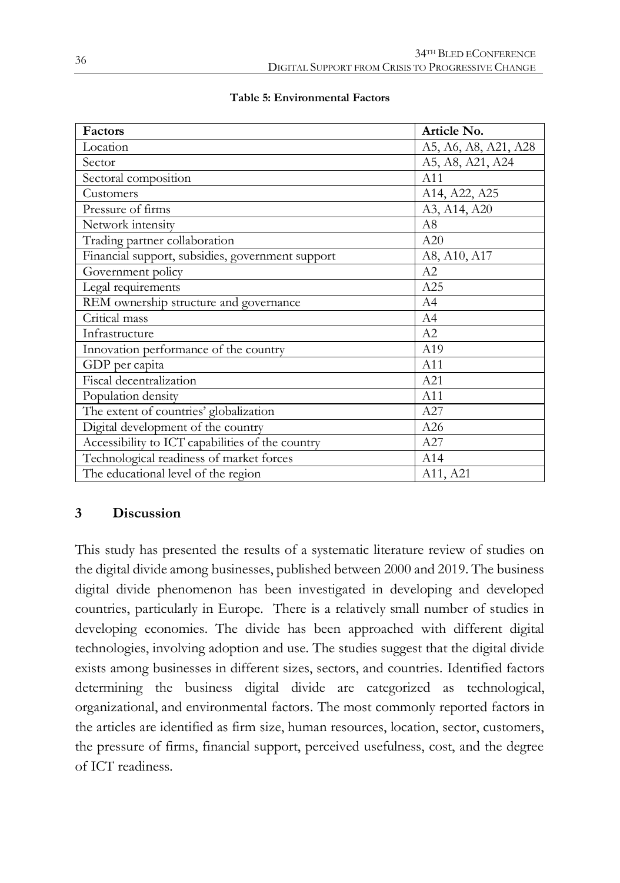**Table 5: Environmental Factors**

| Factors | Article No. |
|---|---|
| Location | A5, A6, A8, A21, A28 |
| Sector | A5, A8, A21, A24 |
| Sectoral composition | A11 |
| Customers | A14, A22, A25 |
| Pressure of firms | A3, A14, A20 |
| Network intensity | A8 |
| Trading partner collaboration | A20 |
| Financial support, subsidies, government support | A8, A10, A17 |
| Government policy | A2 |
| Legal requirements | A25 |
| REM ownership structure and governance | A4 |
| Critical mass | A4 |
| Infrastructure | A2 |
| Innovation performance of the country | A19 |
| GDP per capita | A11 |
| Fiscal decentralization | A21 |
| Population density | A11 |
| The extent of countries' globalization | A27 |
| Digital development of the country | A26 |
| Accessibility to ICT capabilities of the country | A27 |
| Technological readiness of market forces | A14 |
| The educational level of the region | A11, A21 |

## 3 Discussion

This study has presented the results of a systematic literature review of studies on the digital divide among businesses, published between 2000 and 2019. The business digital divide phenomenon has been investigated in developing and developed countries, particularly in Europe. There is a relatively small number of studies in developing economies. The divide has been approached with different digital technologies, involving adoption and use. The studies suggest that the digital divide exists among businesses in different sizes, sectors, and countries. Identified factors determining the business digital divide are categorized as technological, organizational, and environmental factors. The most commonly reported factors in the articles are identified as firm size, human resources, location, sector, customers, the pressure of firms, financial support, perceived usefulness, cost, and the degree of ICT readiness.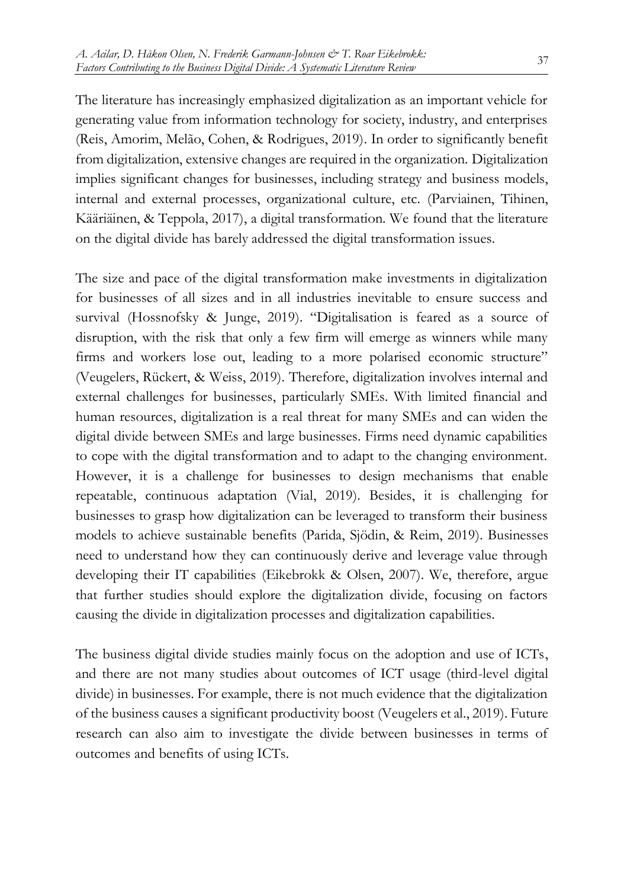The literature has increasingly emphasized digitalization as an important vehicle for generating value from information technology for society, industry, and enterprises (Reis, Amorim, Melão, Cohen, & Rodrigues, 2019). In order to significantly benefit from digitalization, extensive changes are required in the organization. Digitalization implies significant changes for businesses, including strategy and business models, internal and external processes, organizational culture, etc. (Parviainen, Tihinen, Kääriäinen, & Teppola, 2017), a digital transformation. We found that the literature on the digital divide has barely addressed the digital transformation issues.

The size and pace of the digital transformation make investments in digitalization for businesses of all sizes and in all industries inevitable to ensure success and survival (Hossnofsky & Junge, 2019). "Digitalisation is feared as a source of disruption, with the risk that only a few firm will emerge as winners while many firms and workers lose out, leading to a more polarised economic structure" (Veugelers, Rückert, & Weiss, 2019). Therefore, digitalization involves internal and external challenges for businesses, particularly SMEs. With limited financial and human resources, digitalization is a real threat for many SMEs and can widen the digital divide between SMEs and large businesses. Firms need dynamic capabilities to cope with the digital transformation and to adapt to the changing environment. However, it is a challenge for businesses to design mechanisms that enable repeatable, continuous adaptation (Vial, 2019). Besides, it is challenging for businesses to grasp how digitalization can be leveraged to transform their business models to achieve sustainable benefits (Parida, Sjödin, & Reim, 2019). Businesses need to understand how they can continuously derive and leverage value through developing their IT capabilities (Eikebrokk & Olsen, 2007). We, therefore, argue that further studies should explore the digitalization divide, focusing on factors causing the divide in digitalization processes and digitalization capabilities.

The business digital divide studies mainly focus on the adoption and use of ICTs, and there are not many studies about outcomes of ICT usage (third-level digital divide) in businesses. For example, there is not much evidence that the digitalization of the business causes a significant productivity boost (Veugelers et al., 2019). Future research can also aim to investigate the divide between businesses in terms of outcomes and benefits of using ICTs.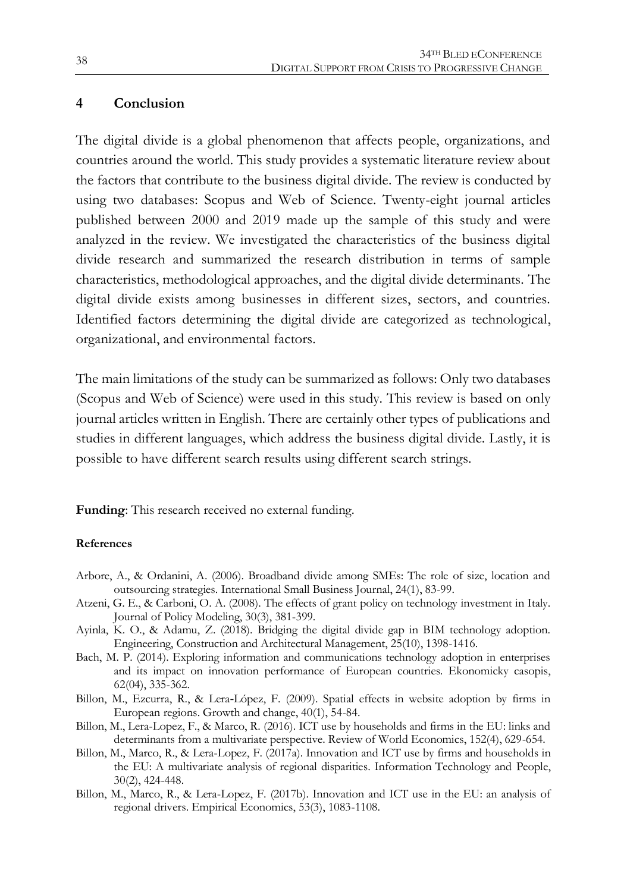## 4 Conclusion

The digital divide is a global phenomenon that affects people, organizations, and countries around the world. This study provides a systematic literature review about the factors that contribute to the business digital divide. The review is conducted by using two databases: Scopus and Web of Science. Twenty-eight journal articles published between 2000 and 2019 made up the sample of this study and were analyzed in the review. We investigated the characteristics of the business digital divide research and summarized the research distribution in terms of sample characteristics, methodological approaches, and the digital divide determinants. The digital divide exists among businesses in different sizes, sectors, and countries. Identified factors determining the digital divide are categorized as technological, organizational, and environmental factors.

The main limitations of the study can be summarized as follows: Only two databases (Scopus and Web of Science) were used in this study. This review is based on only journal articles written in English. There are certainly other types of publications and studies in different languages, which address the business digital divide. Lastly, it is possible to have different search results using different search strings.

**Funding**: This research received no external funding.

#### References

- Arbore, A., & Ordanini, A. (2006). Broadband divide among SMEs: The role of size, location and outsourcing strategies. International Small Business Journal, 24(1), 83-99.
- Atzeni, G. E., & Carboni, O. A. (2008). The effects of grant policy on technology investment in Italy. Journal of Policy Modeling, 30(3), 381-399.
- Ayinla, K. O., & Adamu, Z. (2018). Bridging the digital divide gap in BIM technology adoption. Engineering, Construction and Architectural Management, 25(10), 1398-1416.
- Bach, M. P. (2014). Exploring information and communications technology adoption in enterprises and its impact on innovation performance of European countries. Ekonomicky casopis, 62(04), 335-362.
- Billon, M., Ezcurra, R., & Lera-López, F. (2009). Spatial effects in website adoption by firms in European regions. Growth and change, 40(1), 54-84.
- Billon, M., Lera-Lopez, F., & Marco, R. (2016). ICT use by households and firms in the EU: links and determinants from a multivariate perspective. Review of World Economics, 152(4), 629-654.
- Billon, M., Marco, R., & Lera-Lopez, F. (2017a). Innovation and ICT use by firms and households in the EU: A multivariate analysis of regional disparities. Information Technology and People, 30(2), 424-448.
- Billon, M., Marco, R., & Lera-Lopez, F. (2017b). Innovation and ICT use in the EU: an analysis of regional drivers. Empirical Economics, 53(3), 1083-1108.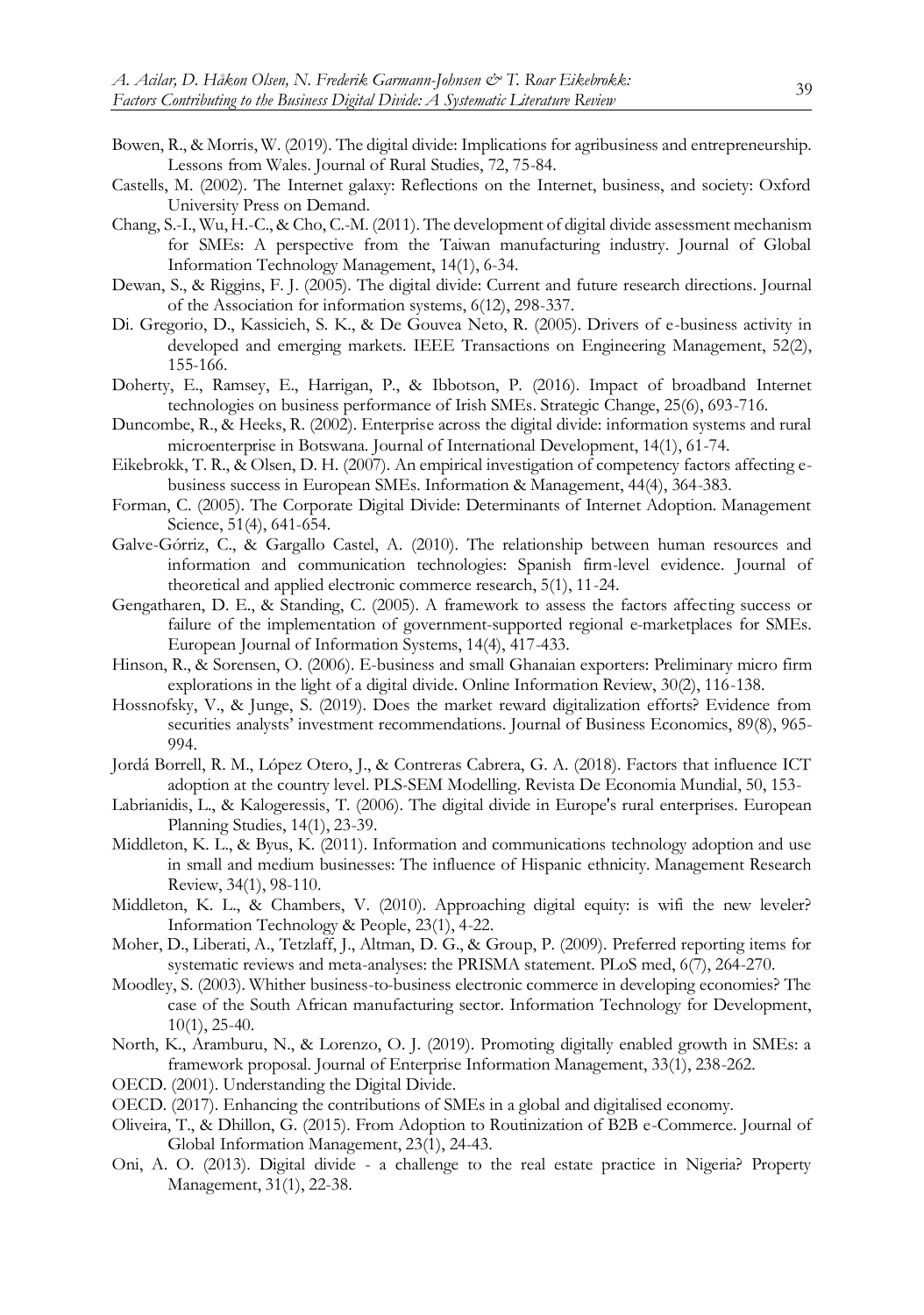Bowen, R., & Morris, W. (2019). The digital divide: Implications for agribusiness and entrepreneurship. Lessons from Wales. Journal of Rural Studies, 72, 75-84.

Castells, M. (2002). The Internet galaxy: Reflections on the Internet, business, and society: Oxford University Press on Demand.

Chang, S.-I., Wu, H.-C., & Cho, C.-M. (2011). The development of digital divide assessment mechanism for SMEs: A perspective from the Taiwan manufacturing industry. Journal of Global Information Technology Management, 14(1), 6-34.

Dewan, S., & Riggins, F. J. (2005). The digital divide: Current and future research directions. Journal of the Association for information systems, 6(12), 298-337.

Di. Gregorio, D., Kassicieh, S. K., & De Gouvea Neto, R. (2005). Drivers of e-business activity in developed and emerging markets. IEEE Transactions on Engineering Management, 52(2), 155-166.

Doherty, E., Ramsey, E., Harrigan, P., & Ibbotson, P. (2016). Impact of broadband Internet technologies on business performance of Irish SMEs. Strategic Change, 25(6), 693-716.

Duncombe, R., & Heeks, R. (2002). Enterprise across the digital divide: information systems and rural microenterprise in Botswana. Journal of International Development, 14(1), 61-74.

Eikebrokk, T. R., & Olsen, D. H. (2007). An empirical investigation of competency factors affecting e-business success in European SMEs. Information & Management, 44(4), 364-383.

Forman, C. (2005). The Corporate Digital Divide: Determinants of Internet Adoption. Management Science, 51(4), 641-654.

Galve-Górriz, C., & Gargallo Castel, A. (2010). The relationship between human resources and information and communication technologies: Spanish firm-level evidence. Journal of theoretical and applied electronic commerce research, 5(1), 11-24.

Gengatharen, D. E., & Standing, C. (2005). A framework to assess the factors affecting success or failure of the implementation of government-supported regional e-marketplaces for SMEs. European Journal of Information Systems, 14(4), 417-433.

Hinson, R., & Sorensen, O. (2006). E-business and small Ghanaian exporters: Preliminary micro firm explorations in the light of a digital divide. Online Information Review, 30(2), 116-138.

Hossnofsky, V., & Junge, S. (2019). Does the market reward digitalization efforts? Evidence from securities analysts' investment recommendations. Journal of Business Economics, 89(8), 965-994.

Jordá Borrell, R. M., López Otero, J., & Contreras Cabrera, G. A. (2018). Factors that influence ICT adoption at the country level. PLS-SEM Modelling. Revista De Economia Mundial, 50, 153-

Labrianidis, L., & Kalogeressis, T. (2006). The digital divide in Europe's rural enterprises. European Planning Studies, 14(1), 23-39.

Middleton, K. L., & Byus, K. (2011). Information and communications technology adoption and use in small and medium businesses: The influence of Hispanic ethnicity. Management Research Review, 34(1), 98-110.

Middleton, K. L., & Chambers, V. (2010). Approaching digital equity: is wifi the new leveler? Information Technology & People, 23(1), 4-22.

Moher, D., Liberati, A., Tetzlaff, J., Altman, D. G., & Group, P. (2009). Preferred reporting items for systematic reviews and meta-analyses: the PRISMA statement. PLoS med, 6(7), 264-270.

Moodley, S. (2003). Whither business-to-business electronic commerce in developing economies? The case of the South African manufacturing sector. Information Technology for Development, 10(1), 25-40.

North, K., Aramburu, N., & Lorenzo, O. J. (2019). Promoting digitally enabled growth in SMEs: a framework proposal. Journal of Enterprise Information Management, 33(1), 238-262.

OECD. (2001). Understanding the Digital Divide.

OECD. (2017). Enhancing the contributions of SMEs in a global and digitalised economy.

Oliveira, T., & Dhillon, G. (2015). From Adoption to Routinization of B2B e-Commerce. Journal of Global Information Management, 23(1), 24-43.

Oni, A. O. (2013). Digital divide - a challenge to the real estate practice in Nigeria? Property Management, 31(1), 22-38.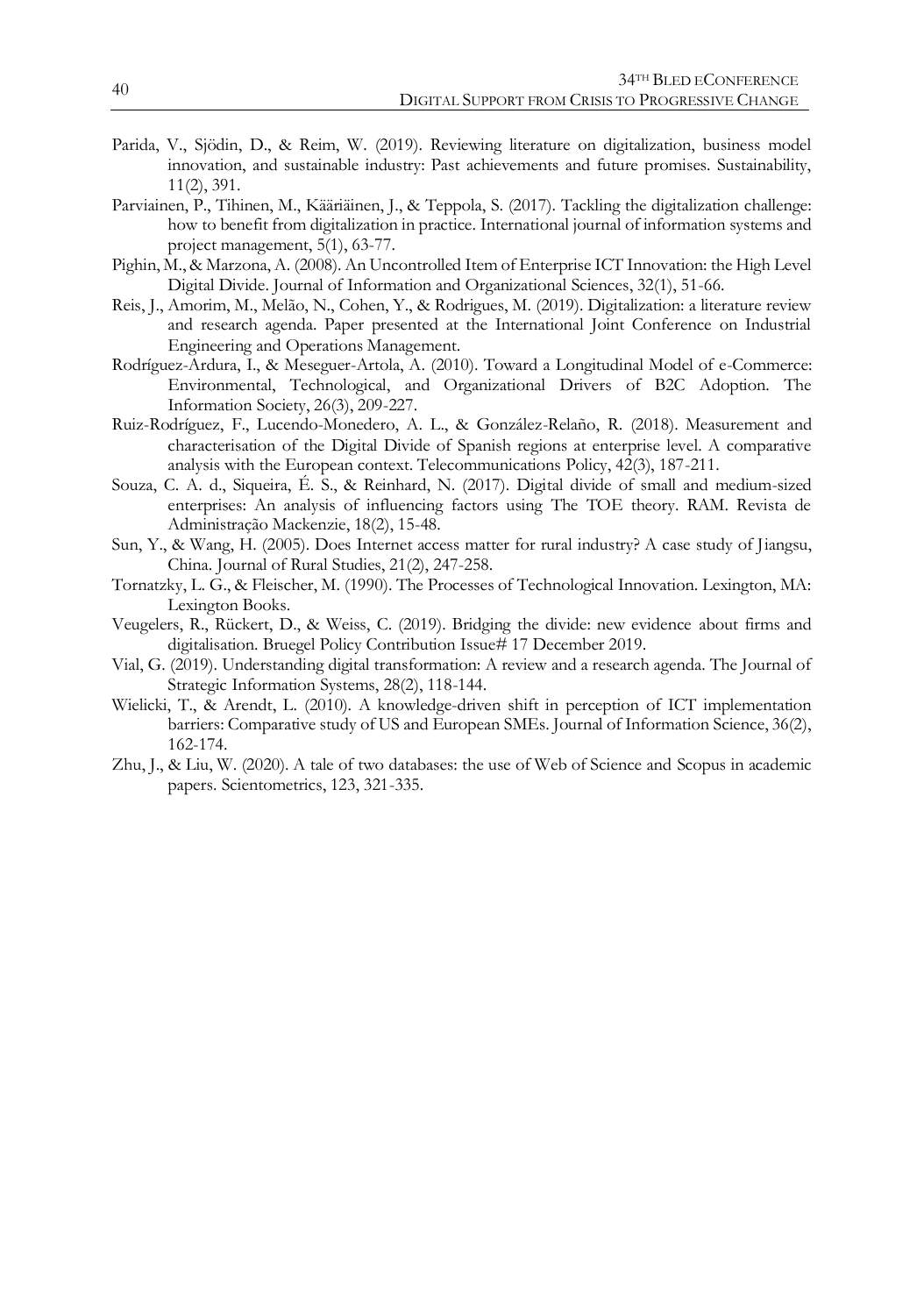Parida, V., Sjödin, D., & Reim, W. (2019). Reviewing literature on digitalization, business model innovation, and sustainable industry: Past achievements and future promises. Sustainability, 11(2), 391.

Parviainen, P., Tihinen, M., Kääriäinen, J., & Teppola, S. (2017). Tackling the digitalization challenge: how to benefit from digitalization in practice. International journal of information systems and project management, 5(1), 63-77.

Pighin, M., & Marzona, A. (2008). An Uncontrolled Item of Enterprise ICT Innovation: the High Level Digital Divide. Journal of Information and Organizational Sciences, 32(1), 51-66.

Reis, J., Amorim, M., Melão, N., Cohen, Y., & Rodrigues, M. (2019). Digitalization: a literature review and research agenda. Paper presented at the International Joint Conference on Industrial Engineering and Operations Management.

Rodríguez-Ardura, I., & Meseguer-Artola, A. (2010). Toward a Longitudinal Model of e-Commerce: Environmental, Technological, and Organizational Drivers of B2C Adoption. The Information Society, 26(3), 209-227.

Ruiz-Rodríguez, F., Lucendo-Monedero, A. L., & González-Relaño, R. (2018). Measurement and characterisation of the Digital Divide of Spanish regions at enterprise level. A comparative analysis with the European context. Telecommunications Policy, 42(3), 187-211.

Souza, C. A. d., Siqueira, É. S., & Reinhard, N. (2017). Digital divide of small and medium-sized enterprises: An analysis of influencing factors using The TOE theory. RAM. Revista de Administração Mackenzie, 18(2), 15-48.

Sun, Y., & Wang, H. (2005). Does Internet access matter for rural industry? A case study of Jiangsu, China. Journal of Rural Studies, 21(2), 247-258.

Tornatzky, L. G., & Fleischer, M. (1990). The Processes of Technological Innovation. Lexington, MA: Lexington Books.

Veugelers, R., Rückert, D., & Weiss, C. (2019). Bridging the divide: new evidence about firms and digitalisation. Bruegel Policy Contribution Issue# 17 December 2019.

Vial, G. (2019). Understanding digital transformation: A review and a research agenda. The Journal of Strategic Information Systems, 28(2), 118-144.

Wielicki, T., & Arendt, L. (2010). A knowledge-driven shift in perception of ICT implementation barriers: Comparative study of US and European SMEs. Journal of Information Science, 36(2), 162-174.

Zhu, J., & Liu, W. (2020). A tale of two databases: the use of Web of Science and Scopus in academic papers. Scientometrics, 123, 321-335.